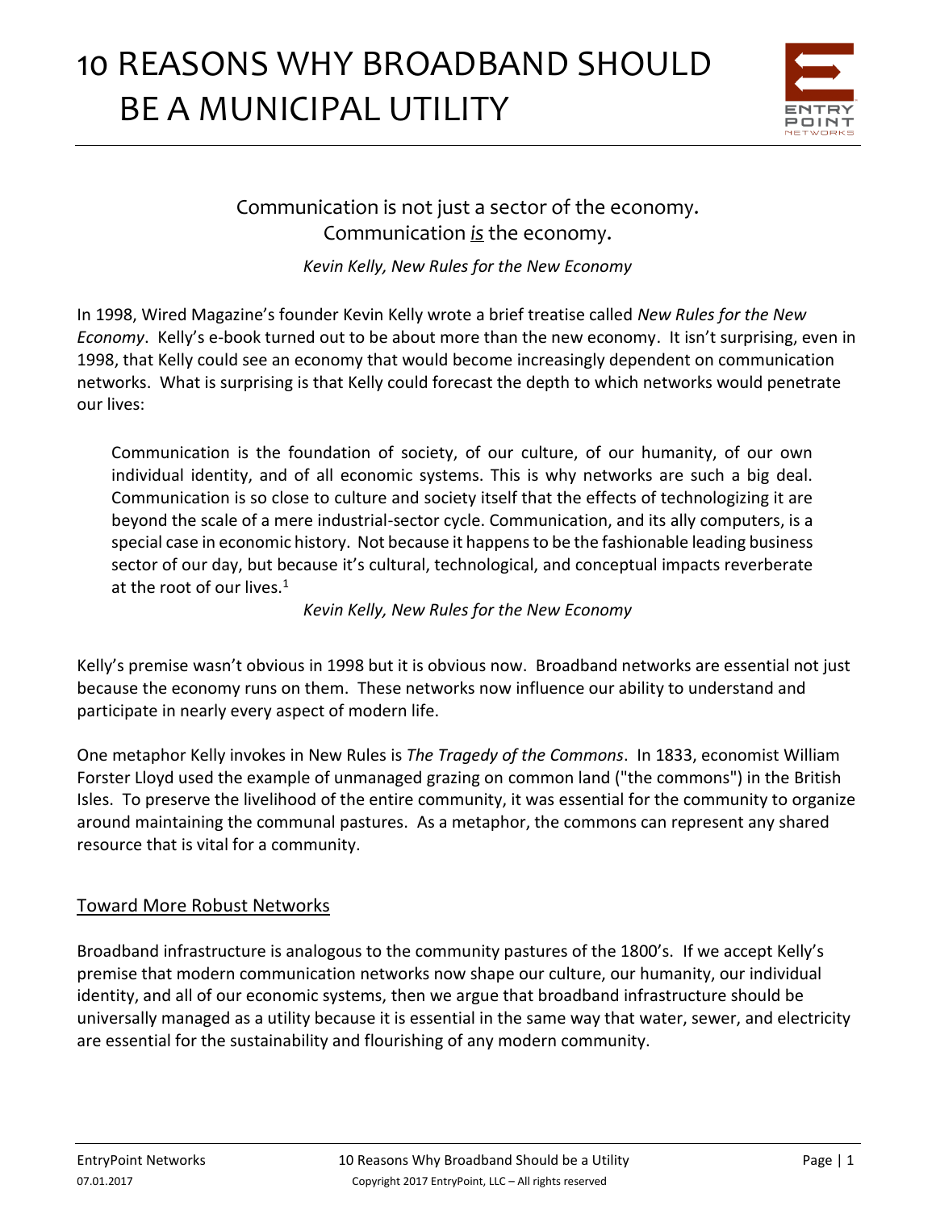# 10 REASONS WHY BROADBAND SHOULD BE A MUNICIPAL UTILITY

Communication is not just a sector of the economy.
Communication *is* the economy.

*Kevin Kelly, New Rules for the New Economy*

In 1998, Wired Magazine's founder Kevin Kelly wrote a brief treatise called *New Rules for the New Economy*. Kelly's e-book turned out to be about more than the new economy. It isn't surprising, even in 1998, that Kelly could see an economy that would become increasingly dependent on communication networks. What is surprising is that Kelly could forecast the depth to which networks would penetrate our lives:

> Communication is the foundation of society, of our culture, of our humanity, of our own individual identity, and of all economic systems. This is why networks are such a big deal. Communication is so close to culture and society itself that the effects of technologizing it are beyond the scale of a mere industrial-sector cycle. Communication, and its ally computers, is a special case in economic history. Not because it happens to be the fashionable leading business sector of our day, but because it's cultural, technological, and conceptual impacts reverberate at the root of our lives.[1]
>
> *Kevin Kelly, New Rules for the New Economy*

Kelly's premise wasn't obvious in 1998 but it is obvious now. Broadband networks are essential not just because the economy runs on them. These networks now influence our ability to understand and participate in nearly every aspect of modern life.

One metaphor Kelly invokes in New Rules is *The Tragedy of the Commons*. In 1833, economist William Forster Lloyd used the example of unmanaged grazing on common land ("the commons") in the British Isles. To preserve the livelihood of the entire community, it was essential for the community to organize around maintaining the communal pastures. As a metaphor, the commons can represent any shared resource that is vital for a community.

## Toward More Robust Networks

Broadband infrastructure is analogous to the community pastures of the 1800's. If we accept Kelly's premise that modern communication networks now shape our culture, our humanity, our individual identity, and all of our economic systems, then we argue that broadband infrastructure should be universally managed as a utility because it is essential in the same way that water, sewer, and electricity are essential for the sustainability and flourishing of any modern community.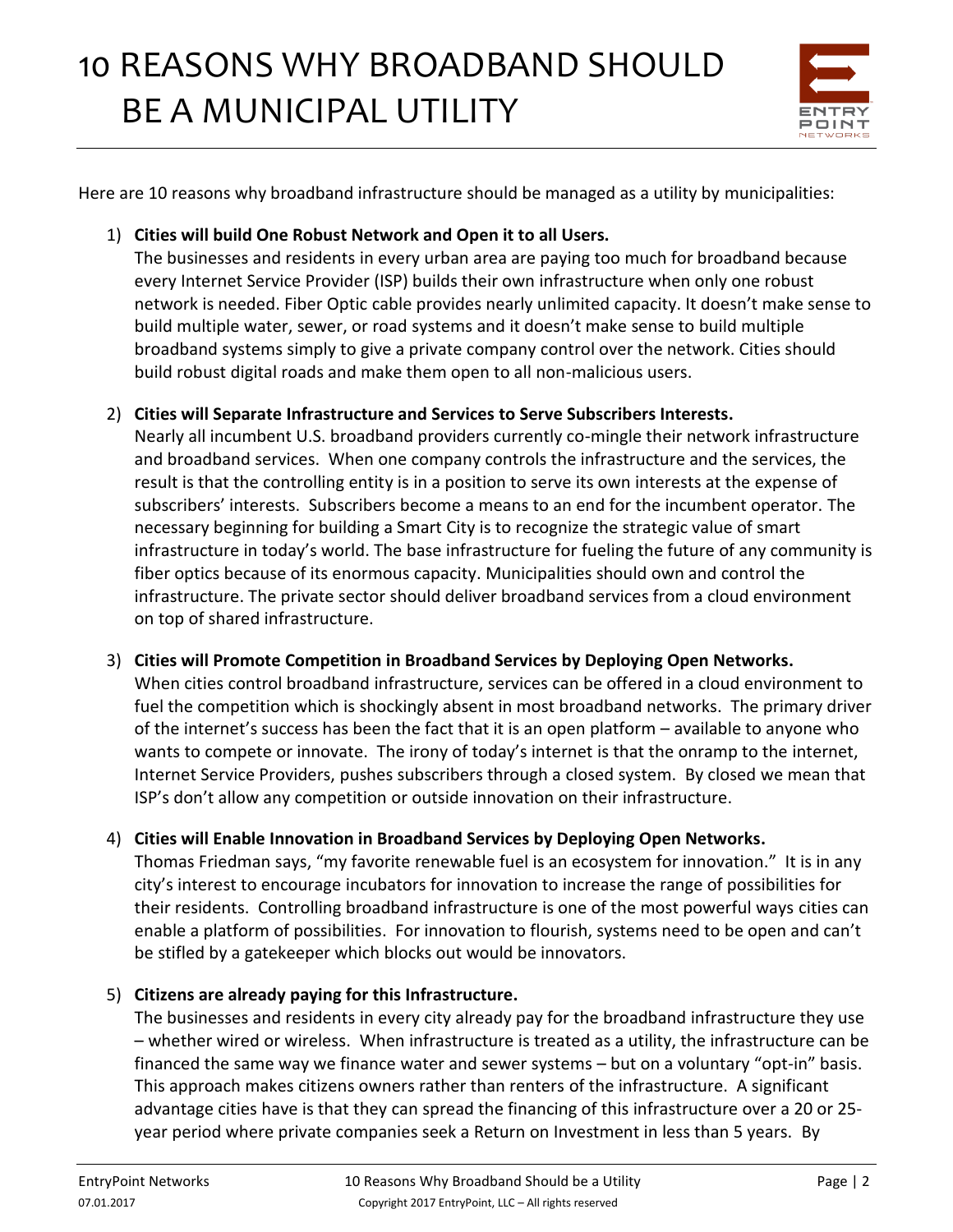# 10 REASONS WHY BROADBAND SHOULD BE A MUNICIPAL UTILITY

Here are 10 reasons why broadband infrastructure should be managed as a utility by municipalities:

1) **Cities will build One Robust Network and Open it to all Users.**
   The businesses and residents in every urban area are paying too much for broadband because every Internet Service Provider (ISP) builds their own infrastructure when only one robust network is needed. Fiber Optic cable provides nearly unlimited capacity. It doesn't make sense to build multiple water, sewer, or road systems and it doesn't make sense to build multiple broadband systems simply to give a private company control over the network. Cities should build robust digital roads and make them open to all non-malicious users.

2) **Cities will Separate Infrastructure and Services to Serve Subscribers Interests.**
   Nearly all incumbent U.S. broadband providers currently co-mingle their network infrastructure and broadband services. When one company controls the infrastructure and the services, the result is that the controlling entity is in a position to serve its own interests at the expense of subscribers' interests. Subscribers become a means to an end for the incumbent operator. The necessary beginning for building a Smart City is to recognize the strategic value of smart infrastructure in today's world. The base infrastructure for fueling the future of any community is fiber optics because of its enormous capacity. Municipalities should own and control the infrastructure. The private sector should deliver broadband services from a cloud environment on top of shared infrastructure.

3) **Cities will Promote Competition in Broadband Services by Deploying Open Networks.**
   When cities control broadband infrastructure, services can be offered in a cloud environment to fuel the competition which is shockingly absent in most broadband networks. The primary driver of the internet's success has been the fact that it is an open platform – available to anyone who wants to compete or innovate. The irony of today's internet is that the onramp to the internet, Internet Service Providers, pushes subscribers through a closed system. By closed we mean that ISP's don't allow any competition or outside innovation on their infrastructure.

4) **Cities will Enable Innovation in Broadband Services by Deploying Open Networks.**
   Thomas Friedman says, "my favorite renewable fuel is an ecosystem for innovation." It is in any city's interest to encourage incubators for innovation to increase the range of possibilities for their residents. Controlling broadband infrastructure is one of the most powerful ways cities can enable a platform of possibilities. For innovation to flourish, systems need to be open and can't be stifled by a gatekeeper which blocks out would be innovators.

5) **Citizens are already paying for this Infrastructure.**
   The businesses and residents in every city already pay for the broadband infrastructure they use – whether wired or wireless. When infrastructure is treated as a utility, the infrastructure can be financed the same way we finance water and sewer systems – but on a voluntary "opt-in" basis. This approach makes citizens owners rather than renters of the infrastructure. A significant advantage cities have is that they can spread the financing of this infrastructure over a 20 or 25-year period where private companies seek a Return on Investment in less than 5 years. By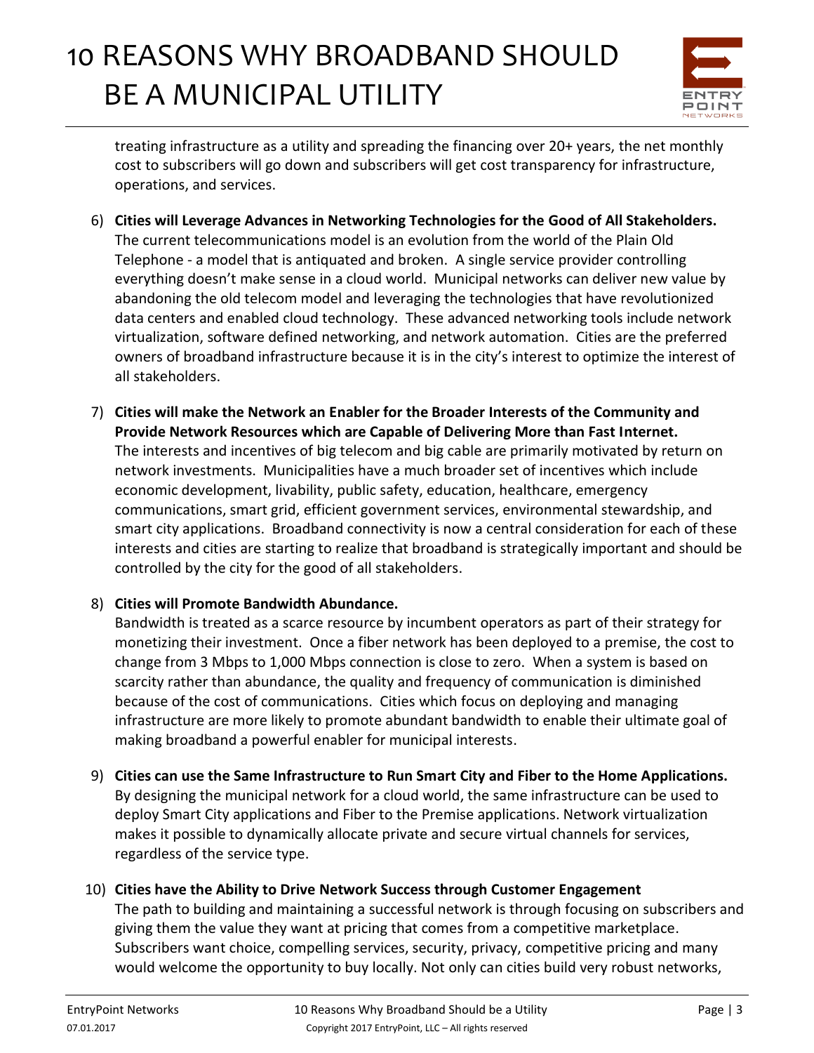treating infrastructure as a utility and spreading the financing over 20+ years, the net monthly cost to subscribers will go down and subscribers will get cost transparency for infrastructure, operations, and services.

6) **Cities will Leverage Advances in Networking Technologies for the Good of All Stakeholders.** The current telecommunications model is an evolution from the world of the Plain Old Telephone - a model that is antiquated and broken. A single service provider controlling everything doesn't make sense in a cloud world. Municipal networks can deliver new value by abandoning the old telecom model and leveraging the technologies that have revolutionized data centers and enabled cloud technology. These advanced networking tools include network virtualization, software defined networking, and network automation. Cities are the preferred owners of broadband infrastructure because it is in the city's interest to optimize the interest of all stakeholders.

7) **Cities will make the Network an Enabler for the Broader Interests of the Community and Provide Network Resources which are Capable of Delivering More than Fast Internet.** The interests and incentives of big telecom and big cable are primarily motivated by return on network investments. Municipalities have a much broader set of incentives which include economic development, livability, public safety, education, healthcare, emergency communications, smart grid, efficient government services, environmental stewardship, and smart city applications. Broadband connectivity is now a central consideration for each of these interests and cities are starting to realize that broadband is strategically important and should be controlled by the city for the good of all stakeholders.

8) **Cities will Promote Bandwidth Abundance.** Bandwidth is treated as a scarce resource by incumbent operators as part of their strategy for monetizing their investment. Once a fiber network has been deployed to a premise, the cost to change from 3 Mbps to 1,000 Mbps connection is close to zero. When a system is based on scarcity rather than abundance, the quality and frequency of communication is diminished because of the cost of communications. Cities which focus on deploying and managing infrastructure are more likely to promote abundant bandwidth to enable their ultimate goal of making broadband a powerful enabler for municipal interests.

9) **Cities can use the Same Infrastructure to Run Smart City and Fiber to the Home Applications.** By designing the municipal network for a cloud world, the same infrastructure can be used to deploy Smart City applications and Fiber to the Premise applications. Network virtualization makes it possible to dynamically allocate private and secure virtual channels for services, regardless of the service type.

10) **Cities have the Ability to Drive Network Success through Customer Engagement** The path to building and maintaining a successful network is through focusing on subscribers and giving them the value they want at pricing that comes from a competitive marketplace. Subscribers want choice, compelling services, security, privacy, competitive pricing and many would welcome the opportunity to buy locally. Not only can cities build very robust networks,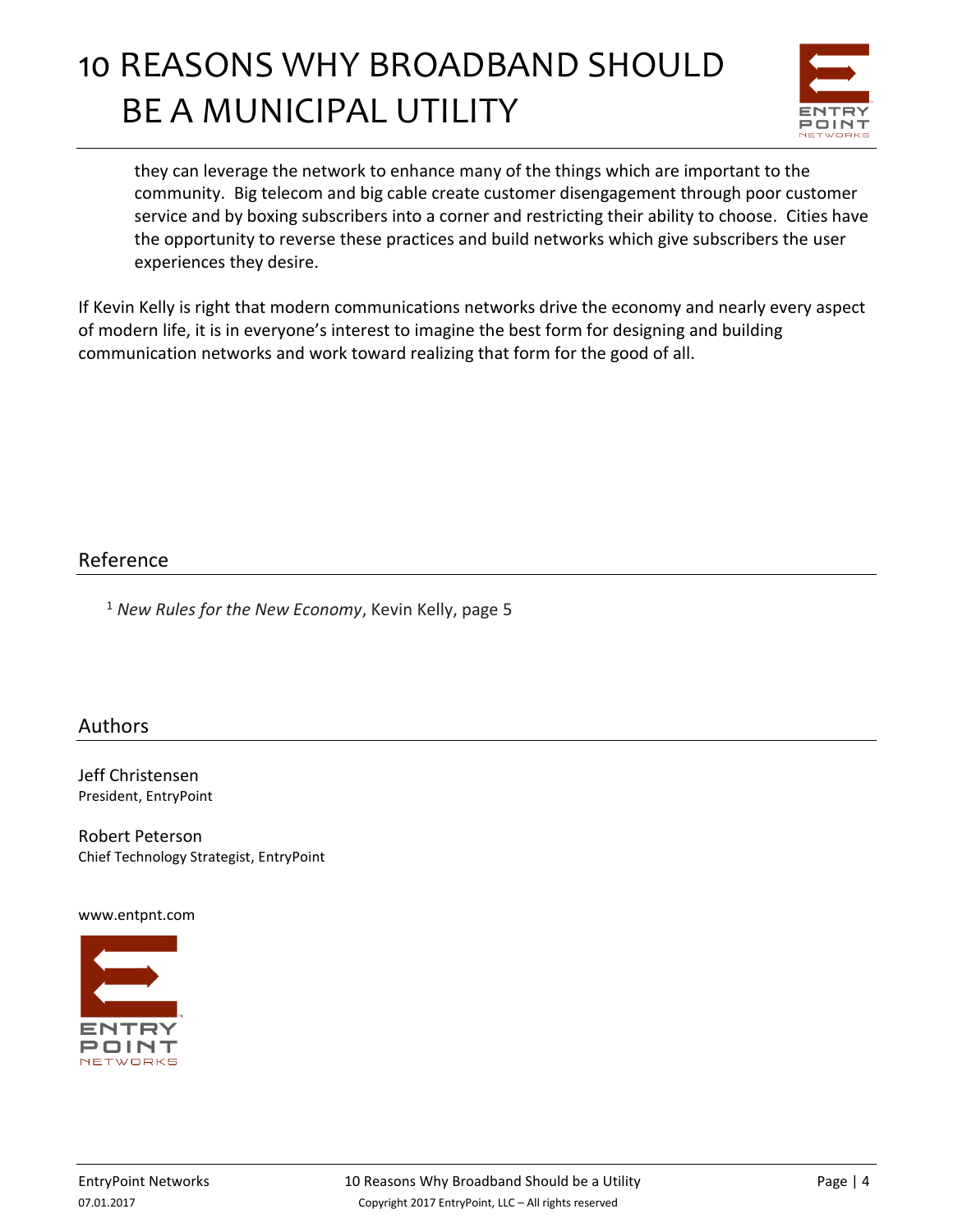they can leverage the network to enhance many of the things which are important to the community. Big telecom and big cable create customer disengagement through poor customer service and by boxing subscribers into a corner and restricting their ability to choose. Cities have the opportunity to reverse these practices and build networks which give subscribers the user experiences they desire.

If Kevin Kelly is right that modern communications networks drive the economy and nearly every aspect of modern life, it is in everyone's interest to imagine the best form for designing and building communication networks and work toward realizing that form for the good of all.

## Reference

[1] *New Rules for the New Economy*, Kevin Kelly, page 5

## Authors

Jeff Christensen
President, EntryPoint

Robert Peterson
Chief Technology Strategist, EntryPoint

www.entpnt.com

ENTRY POINT NETWORKS